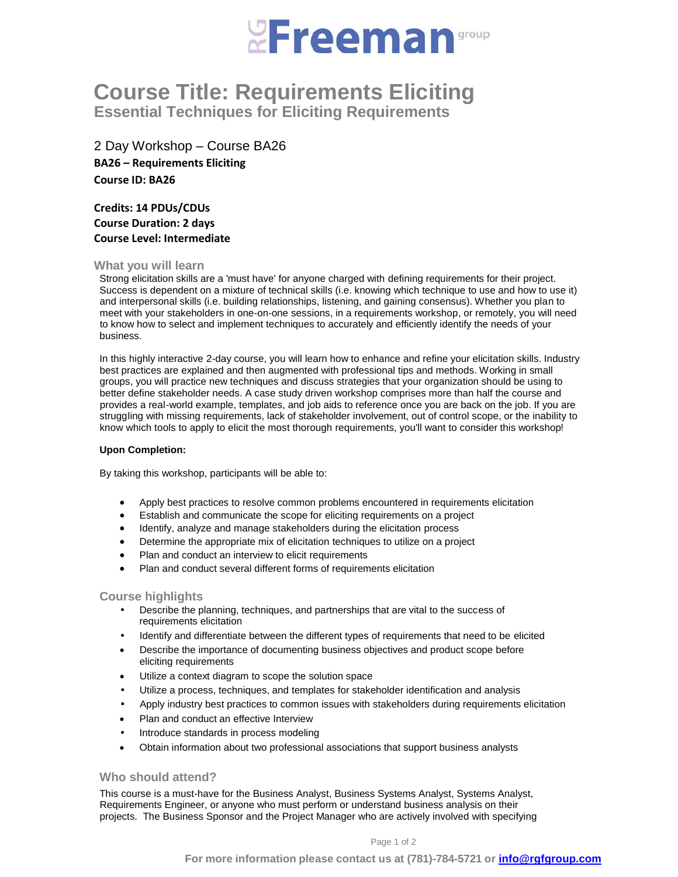# Course Title: Requirements Eliciting

## Essential Techniques for Eliciting Requirements

2 Day Workshop – Course BA26

**BA26 – Requirements Eliciting**

**Course ID: BA26**

**Credits: 14 PDUs/CDUs**
**Course Duration: 2 days**
**Course Level: Intermediate**

### What you will learn

Strong elicitation skills are a 'must have' for anyone charged with defining requirements for their project. Success is dependent on a mixture of technical skills (i.e. knowing which technique to use and how to use it) and interpersonal skills (i.e. building relationships, listening, and gaining consensus). Whether you plan to meet with your stakeholders in one-on-one sessions, in a requirements workshop, or remotely, you will need to know how to select and implement techniques to accurately and efficiently identify the needs of your business.

In this highly interactive 2-day course, you will learn how to enhance and refine your elicitation skills. Industry best practices are explained and then augmented with professional tips and methods. Working in small groups, you will practice new techniques and discuss strategies that your organization should be using to better define stakeholder needs. A case study driven workshop comprises more than half the course and provides a real-world example, templates, and job aids to reference once you are back on the job. If you are struggling with missing requirements, lack of stakeholder involvement, out of control scope, or the inability to know which tools to apply to elicit the most thorough requirements, you'll want to consider this workshop!

**Upon Completion:**

By taking this workshop, participants will be able to:

- Apply best practices to resolve common problems encountered in requirements elicitation
- Establish and communicate the scope for eliciting requirements on a project
- Identify, analyze and manage stakeholders during the elicitation process
- Determine the appropriate mix of elicitation techniques to utilize on a project
- Plan and conduct an interview to elicit requirements
- Plan and conduct several different forms of requirements elicitation

### Course highlights

- Describe the planning, techniques, and partnerships that are vital to the success of requirements elicitation
- Identify and differentiate between the different types of requirements that need to be elicited
- Describe the importance of documenting business objectives and product scope before eliciting requirements
- Utilize a context diagram to scope the solution space
- Utilize a process, techniques, and templates for stakeholder identification and analysis
- Apply industry best practices to common issues with stakeholders during requirements elicitation
- Plan and conduct an effective Interview
- Introduce standards in process modeling
- Obtain information about two professional associations that support business analysts

### Who should attend?

This course is a must-have for the Business Analyst, Business Systems Analyst, Systems Analyst, Requirements Engineer, or anyone who must perform or understand business analysis on their projects. The Business Sponsor and the Project Manager who are actively involved with specifying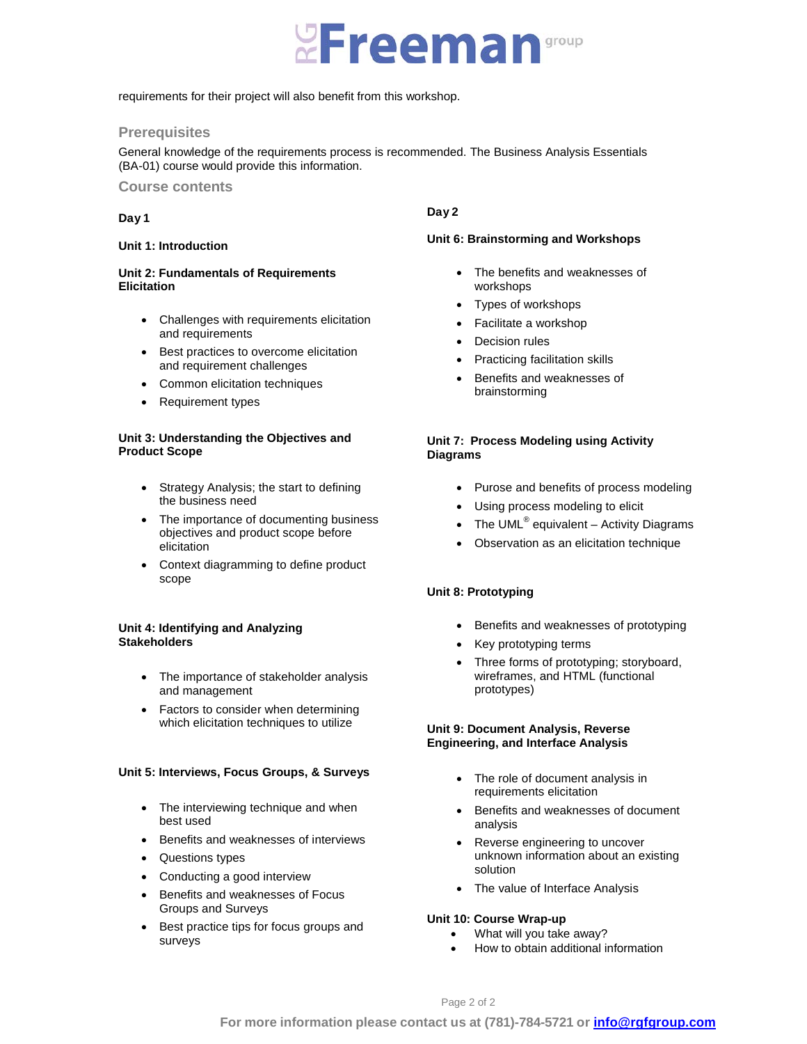requirements for their project will also benefit from this workshop.

## Prerequisites

General knowledge of the requirements process is recommended. The Business Analysis Essentials (BA-01) course would provide this information.

## Course contents

### Day 1

**Unit 1: Introduction**

**Unit 2: Fundamentals of Requirements Elicitation**

- Challenges with requirements elicitation and requirements
- Best practices to overcome elicitation and requirement challenges
- Common elicitation techniques
- Requirement types

**Unit 3: Understanding the Objectives and Product Scope**

- Strategy Analysis; the start to defining the business need
- The importance of documenting business objectives and product scope before elicitation
- Context diagramming to define product scope

**Unit 4: Identifying and Analyzing Stakeholders**

- The importance of stakeholder analysis and management
- Factors to consider when determining which elicitation techniques to utilize

**Unit 5: Interviews, Focus Groups, & Surveys**

- The interviewing technique and when best used
- Benefits and weaknesses of interviews
- Questions types
- Conducting a good interview
- Benefits and weaknesses of Focus Groups and Surveys
- Best practice tips for focus groups and surveys

### Day 2

**Unit 6: Brainstorming and Workshops**

- The benefits and weaknesses of workshops
- Types of workshops
- Facilitate a workshop
- Decision rules
- Practicing facilitation skills
- Benefits and weaknesses of brainstorming

**Unit 7: Process Modeling using Activity Diagrams**

- Purose and benefits of process modeling
- Using process modeling to elicit
- The UML® equivalent – Activity Diagrams
- Observation as an elicitation technique

**Unit 8: Prototyping**

- Benefits and weaknesses of prototyping
- Key prototyping terms
- Three forms of prototyping; storyboard, wireframes, and HTML (functional prototypes)

**Unit 9: Document Analysis, Reverse Engineering, and Interface Analysis**

- The role of document analysis in requirements elicitation
- Benefits and weaknesses of document analysis
- Reverse engineering to uncover unknown information about an existing solution
- The value of Interface Analysis

**Unit 10: Course Wrap-up**

- What will you take away?
- How to obtain additional information

**For more information please contact us at (781)-784-5721 or [info@rgfgroup.com](mailto:info@rgfgroup.com)**